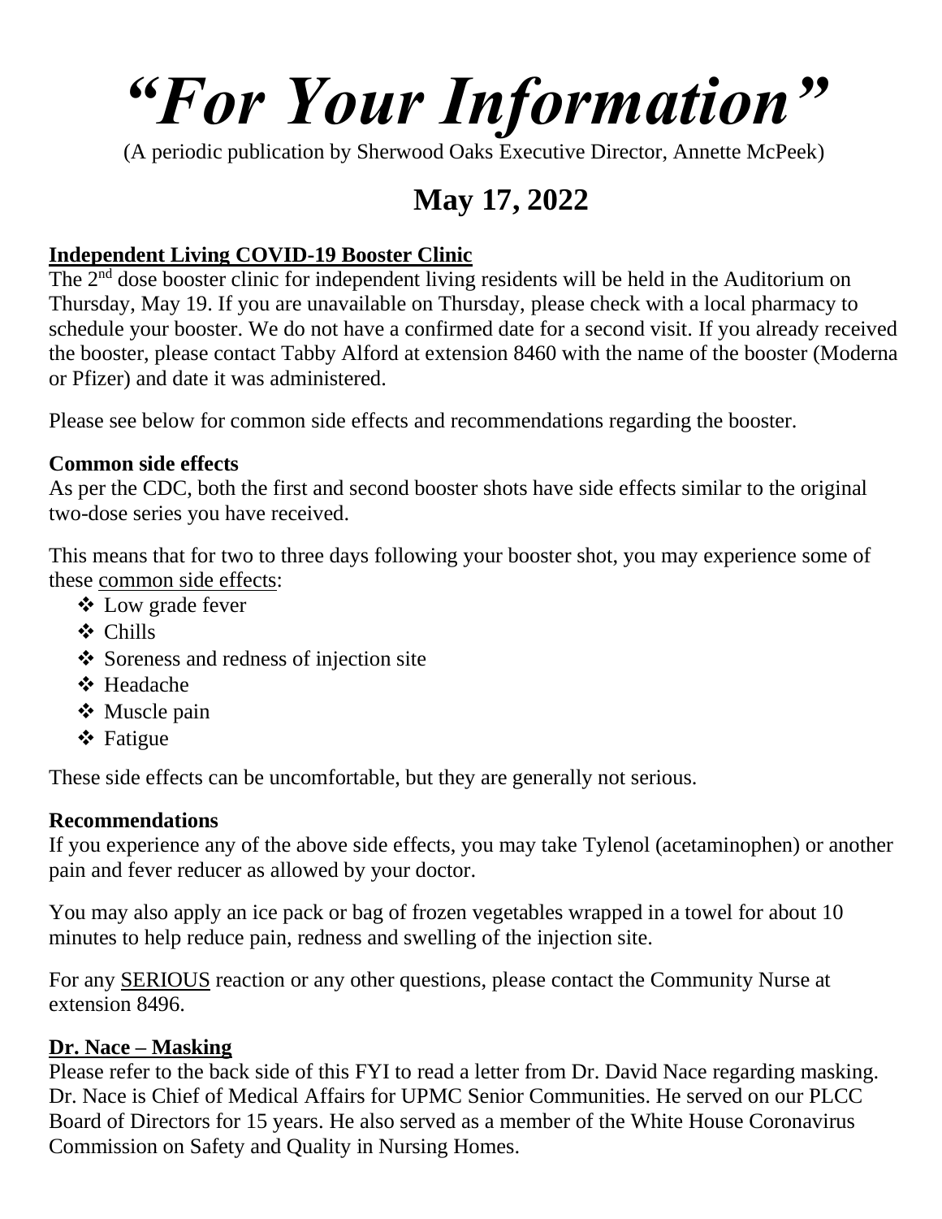# *"For Your Information"*

(A periodic publication by Sherwood Oaks Executive Director, Annette McPeek)

## May 17, 2022

### Independent Living COVID-19 Booster Clinic

The 2nd dose booster clinic for independent living residents will be held in the Auditorium on Thursday, May 19. If you are unavailable on Thursday, please check with a local pharmacy to schedule your booster. We do not have a confirmed date for a second visit. If you already received the booster, please contact Tabby Alford at extension 8460 with the name of the booster (Moderna or Pfizer) and date it was administered.

Please see below for common side effects and recommendations regarding the booster.

**Common side effects**

As per the CDC, both the first and second booster shots have side effects similar to the original two-dose series you have received.

This means that for two to three days following your booster shot, you may experience some of these common side effects:

- Low grade fever
- Chills
- Soreness and redness of injection site
- Headache
- Muscle pain
- Fatigue

These side effects can be uncomfortable, but they are generally not serious.

**Recommendations**

If you experience any of the above side effects, you may take Tylenol (acetaminophen) or another pain and fever reducer as allowed by your doctor.

You may also apply an ice pack or bag of frozen vegetables wrapped in a towel for about 10 minutes to help reduce pain, redness and swelling of the injection site.

For any SERIOUS reaction or any other questions, please contact the Community Nurse at extension 8496.

### Dr. Nace – Masking

Please refer to the back side of this FYI to read a letter from Dr. David Nace regarding masking. Dr. Nace is Chief of Medical Affairs for UPMC Senior Communities. He served on our PLCC Board of Directors for 15 years. He also served as a member of the White House Coronavirus Commission on Safety and Quality in Nursing Homes.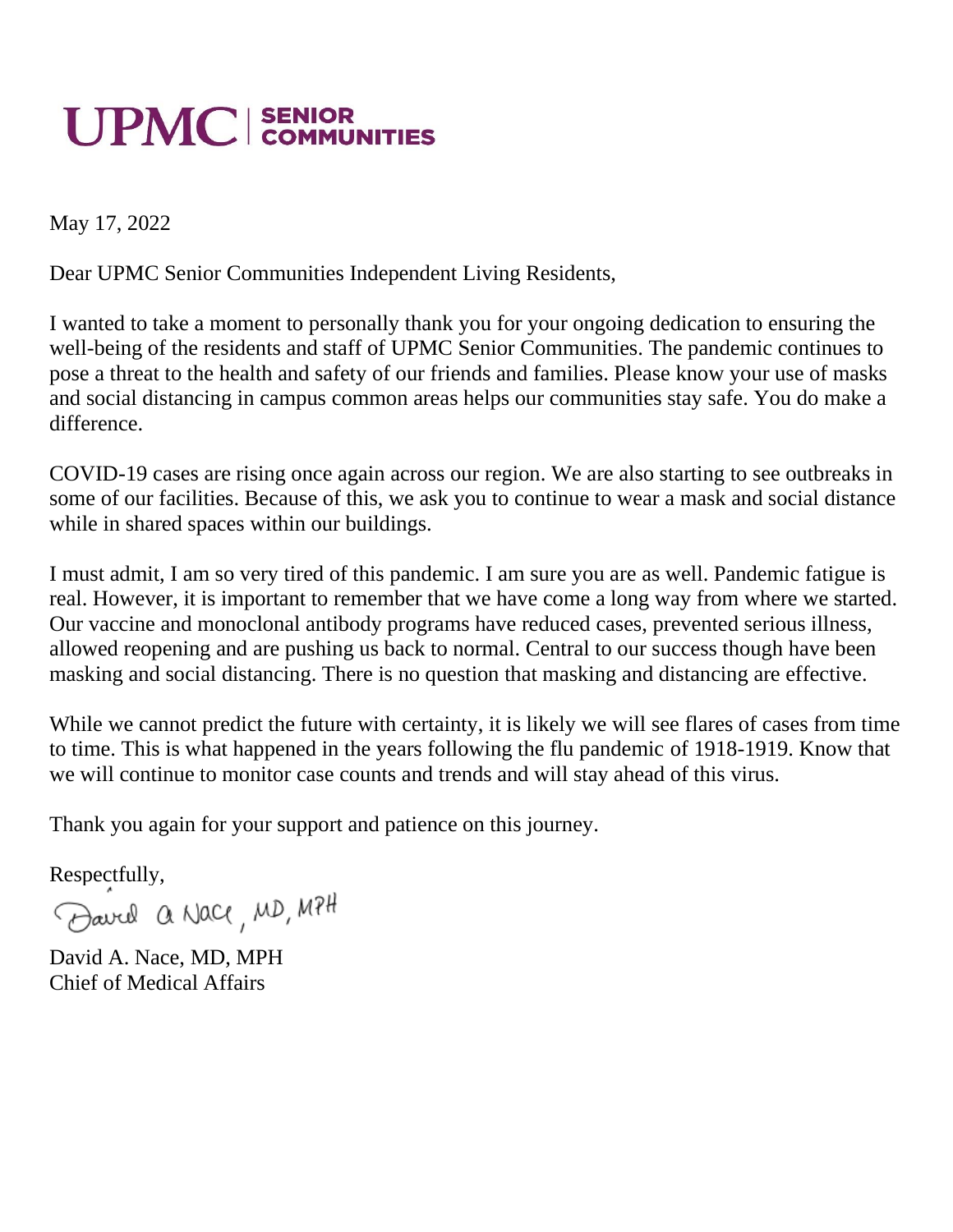UPMC | SENIOR COMMUNITIES

May 17, 2022

Dear UPMC Senior Communities Independent Living Residents,

I wanted to take a moment to personally thank you for your ongoing dedication to ensuring the well-being of the residents and staff of UPMC Senior Communities. The pandemic continues to pose a threat to the health and safety of our friends and families. Please know your use of masks and social distancing in campus common areas helps our communities stay safe. You do make a difference.

COVID-19 cases are rising once again across our region. We are also starting to see outbreaks in some of our facilities. Because of this, we ask you to continue to wear a mask and social distance while in shared spaces within our buildings.

I must admit, I am so very tired of this pandemic. I am sure you are as well. Pandemic fatigue is real. However, it is important to remember that we have come a long way from where we started. Our vaccine and monoclonal antibody programs have reduced cases, prevented serious illness, allowed reopening and are pushing us back to normal. Central to our success though have been masking and social distancing. There is no question that masking and distancing are effective.

While we cannot predict the future with certainty, it is likely we will see flares of cases from time to time. This is what happened in the years following the flu pandemic of 1918-1919. Know that we will continue to monitor case counts and trends and will stay ahead of this virus.

Thank you again for your support and patience on this journey.

Respectfully,

David A Nace, MD, MPH

David A. Nace, MD, MPH
Chief of Medical Affairs